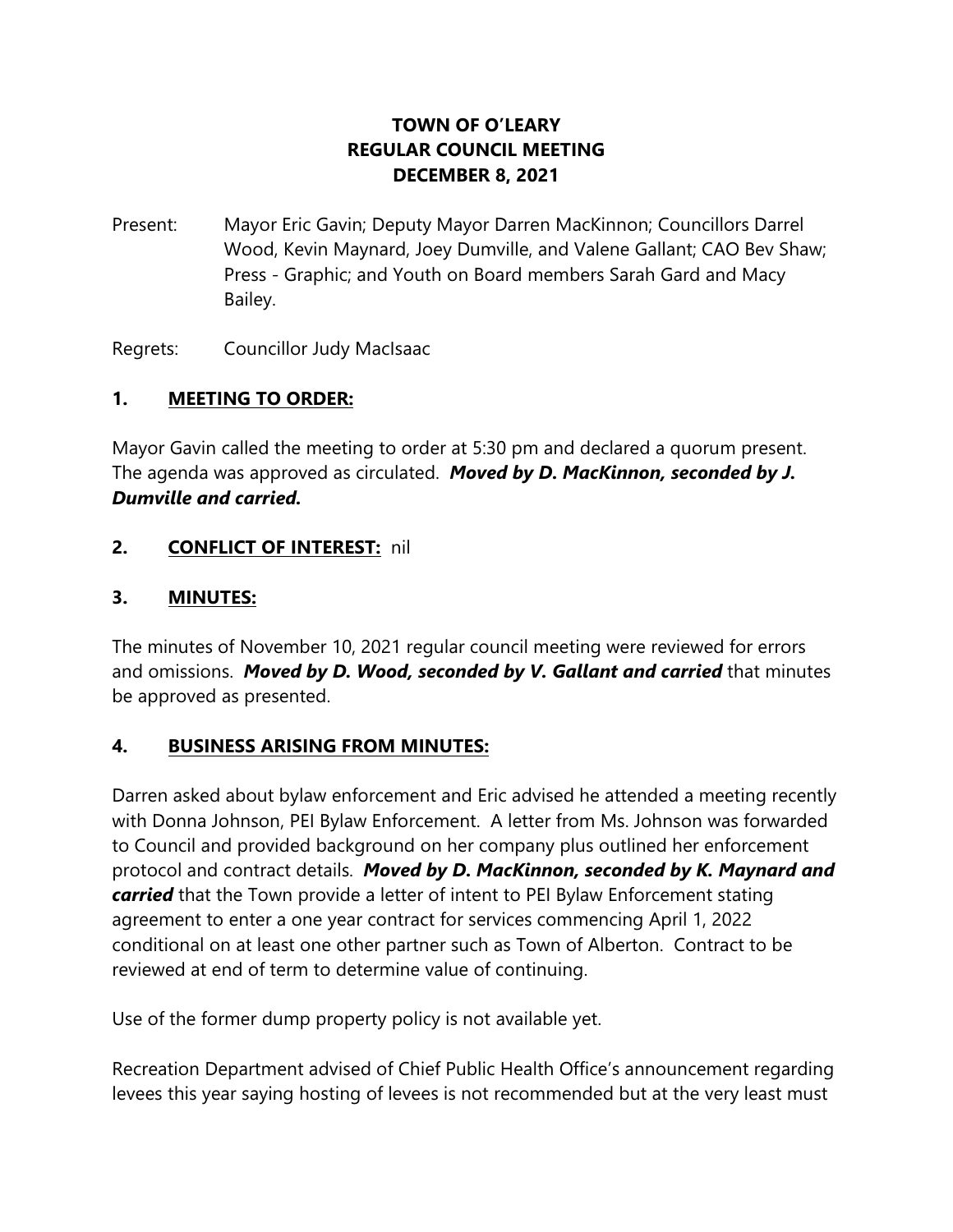# TOWN OF O'LEARY
## REGULAR COUNCIL MEETING
## DECEMBER 8, 2021

Present: Mayor Eric Gavin; Deputy Mayor Darren MacKinnon; Councillors Darrel Wood, Kevin Maynard, Joey Dumville, and Valene Gallant; CAO Bev Shaw; Press - Graphic; and Youth on Board members Sarah Gard and Macy Bailey.

Regrets: Councillor Judy MacIsaac

## 1. MEETING TO ORDER:

Mayor Gavin called the meeting to order at 5:30 pm and declared a quorum present. The agenda was approved as circulated. ***Moved by D. MacKinnon, seconded by J. Dumville and carried.***

## 2. CONFLICT OF INTEREST: nil

## 3. MINUTES:

The minutes of November 10, 2021 regular council meeting were reviewed for errors and omissions. ***Moved by D. Wood, seconded by V. Gallant and carried*** that minutes be approved as presented.

## 4. BUSINESS ARISING FROM MINUTES:

Darren asked about bylaw enforcement and Eric advised he attended a meeting recently with Donna Johnson, PEI Bylaw Enforcement. A letter from Ms. Johnson was forwarded to Council and provided background on her company plus outlined her enforcement protocol and contract details. ***Moved by D. MacKinnon, seconded by K. Maynard and carried*** that the Town provide a letter of intent to PEI Bylaw Enforcement stating agreement to enter a one year contract for services commencing April 1, 2022 conditional on at least one other partner such as Town of Alberton. Contract to be reviewed at end of term to determine value of continuing.

Use of the former dump property policy is not available yet.

Recreation Department advised of Chief Public Health Office's announcement regarding levees this year saying hosting of levees is not recommended but at the very least must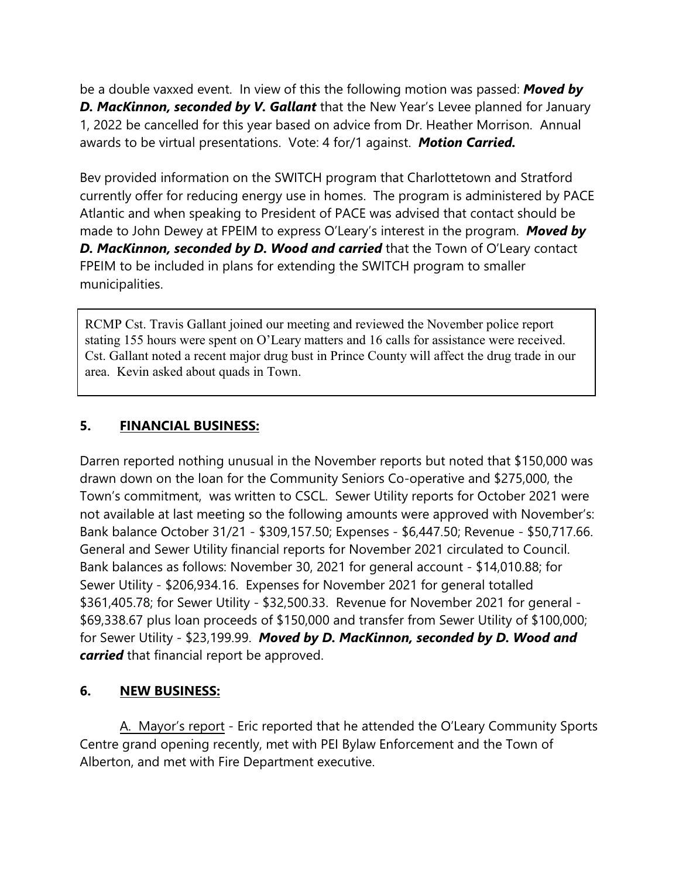be a double vaxxed event. In view of this the following motion was passed: ***Moved by D. MacKinnon, seconded by V. Gallant*** that the New Year's Levee planned for January 1, 2022 be cancelled for this year based on advice from Dr. Heather Morrison. Annual awards to be virtual presentations. Vote: 4 for/1 against. ***Motion Carried.***

Bev provided information on the SWITCH program that Charlottetown and Stratford currently offer for reducing energy use in homes. The program is administered by PACE Atlantic and when speaking to President of PACE was advised that contact should be made to John Dewey at FPEIM to express O'Leary's interest in the program. ***Moved by D. MacKinnon, seconded by D. Wood and carried*** that the Town of O'Leary contact FPEIM to be included in plans for extending the SWITCH program to smaller municipalities.

RCMP Cst. Travis Gallant joined our meeting and reviewed the November police report stating 155 hours were spent on O'Leary matters and 16 calls for assistance were received. Cst. Gallant noted a recent major drug bust in Prince County will affect the drug trade in our area. Kevin asked about quads in Town.

## 5. FINANCIAL BUSINESS:

Darren reported nothing unusual in the November reports but noted that $150,000 was drawn down on the loan for the Community Seniors Co-operative and $275,000, the Town's commitment, was written to CSCL. Sewer Utility reports for October 2021 were not available at last meeting so the following amounts were approved with November's: Bank balance October 31/21 - $309,157.50; Expenses - $6,447.50; Revenue - $50,717.66. General and Sewer Utility financial reports for November 2021 circulated to Council. Bank balances as follows: November 30, 2021 for general account - $14,010.88; for Sewer Utility - $206,934.16. Expenses for November 2021 for general totalled $361,405.78; for Sewer Utility - $32,500.33. Revenue for November 2021 for general - $69,338.67 plus loan proceeds of $150,000 and transfer from Sewer Utility of $100,000; for Sewer Utility - $23,199.99. ***Moved by D. MacKinnon, seconded by D. Wood and carried*** that financial report be approved.

## 6. NEW BUSINESS:

A. Mayor's report - Eric reported that he attended the O'Leary Community Sports Centre grand opening recently, met with PEI Bylaw Enforcement and the Town of Alberton, and met with Fire Department executive.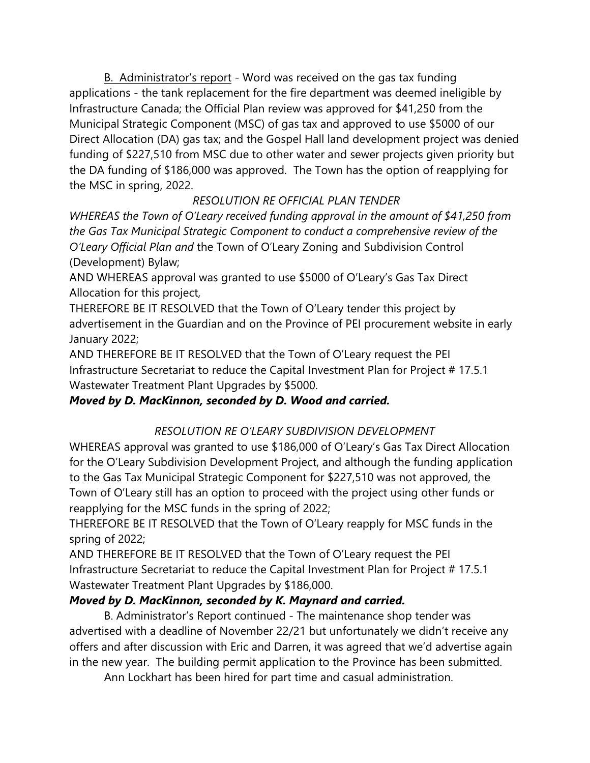B. <u>Administrator's report</u> - Word was received on the gas tax funding applications - the tank replacement for the fire department was deemed ineligible by Infrastructure Canada; the Official Plan review was approved for $41,250 from the Municipal Strategic Component (MSC) of gas tax and approved to use $5000 of our Direct Allocation (DA) gas tax; and the Gospel Hall land development project was denied funding of $227,510 from MSC due to other water and sewer projects given priority but the DA funding of $186,000 was approved. The Town has the option of reapplying for the MSC in spring, 2022.

*RESOLUTION RE OFFICIAL PLAN TENDER*

*WHEREAS the Town of O'Leary received funding approval in the amount of $41,250 from the Gas Tax Municipal Strategic Component to conduct a comprehensive review of the O'Leary Official Plan and* the Town of O'Leary Zoning and Subdivision Control (Development) Bylaw;

AND WHEREAS approval was granted to use $5000 of O'Leary's Gas Tax Direct Allocation for this project,

THEREFORE BE IT RESOLVED that the Town of O'Leary tender this project by advertisement in the Guardian and on the Province of PEI procurement website in early January 2022;

AND THEREFORE BE IT RESOLVED that the Town of O'Leary request the PEI Infrastructure Secretariat to reduce the Capital Investment Plan for Project # 17.5.1 Wastewater Treatment Plant Upgrades by $5000.

***Moved by D. MacKinnon, seconded by D. Wood and carried.***

*RESOLUTION RE O'LEARY SUBDIVISION DEVELOPMENT*

WHEREAS approval was granted to use $186,000 of O'Leary's Gas Tax Direct Allocation for the O'Leary Subdivision Development Project, and although the funding application to the Gas Tax Municipal Strategic Component for $227,510 was not approved, the Town of O'Leary still has an option to proceed with the project using other funds or reapplying for the MSC funds in the spring of 2022;

THEREFORE BE IT RESOLVED that the Town of O'Leary reapply for MSC funds in the spring of 2022;

AND THEREFORE BE IT RESOLVED that the Town of O'Leary request the PEI Infrastructure Secretariat to reduce the Capital Investment Plan for Project # 17.5.1 Wastewater Treatment Plant Upgrades by $186,000.

***Moved by D. MacKinnon, seconded by K. Maynard and carried.***

B. Administrator's Report continued - The maintenance shop tender was advertised with a deadline of November 22/21 but unfortunately we didn't receive any offers and after discussion with Eric and Darren, it was agreed that we'd advertise again in the new year. The building permit application to the Province has been submitted.

Ann Lockhart has been hired for part time and casual administration.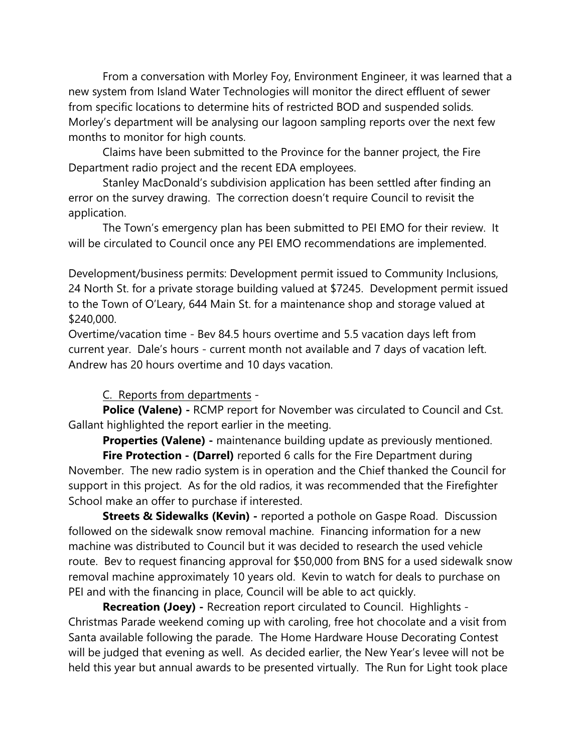From a conversation with Morley Foy, Environment Engineer, it was learned that a new system from Island Water Technologies will monitor the direct effluent of sewer from specific locations to determine hits of restricted BOD and suspended solids. Morley's department will be analysing our lagoon sampling reports over the next few months to monitor for high counts.

Claims have been submitted to the Province for the banner project, the Fire Department radio project and the recent EDA employees.

Stanley MacDonald's subdivision application has been settled after finding an error on the survey drawing. The correction doesn't require Council to revisit the application.

The Town's emergency plan has been submitted to PEI EMO for their review. It will be circulated to Council once any PEI EMO recommendations are implemented.

Development/business permits: Development permit issued to Community Inclusions, 24 North St. for a private storage building valued at $7245. Development permit issued to the Town of O'Leary, 644 Main St. for a maintenance shop and storage valued at $240,000.

Overtime/vacation time - Bev 84.5 hours overtime and 5.5 vacation days left from current year. Dale's hours - current month not available and 7 days of vacation left. Andrew has 20 hours overtime and 10 days vacation.

C. Reports from departments -

**Police (Valene) -** RCMP report for November was circulated to Council and Cst. Gallant highlighted the report earlier in the meeting.

**Properties (Valene) -** maintenance building update as previously mentioned.

**Fire Protection - (Darrel)** reported 6 calls for the Fire Department during November. The new radio system is in operation and the Chief thanked the Council for support in this project. As for the old radios, it was recommended that the Firefighter School make an offer to purchase if interested.

**Streets & Sidewalks (Kevin) -** reported a pothole on Gaspe Road. Discussion followed on the sidewalk snow removal machine. Financing information for a new machine was distributed to Council but it was decided to research the used vehicle route. Bev to request financing approval for $50,000 from BNS for a used sidewalk snow removal machine approximately 10 years old. Kevin to watch for deals to purchase on PEI and with the financing in place, Council will be able to act quickly.

**Recreation (Joey) -** Recreation report circulated to Council. Highlights - Christmas Parade weekend coming up with caroling, free hot chocolate and a visit from Santa available following the parade. The Home Hardware House Decorating Contest will be judged that evening as well. As decided earlier, the New Year's levee will not be held this year but annual awards to be presented virtually. The Run for Light took place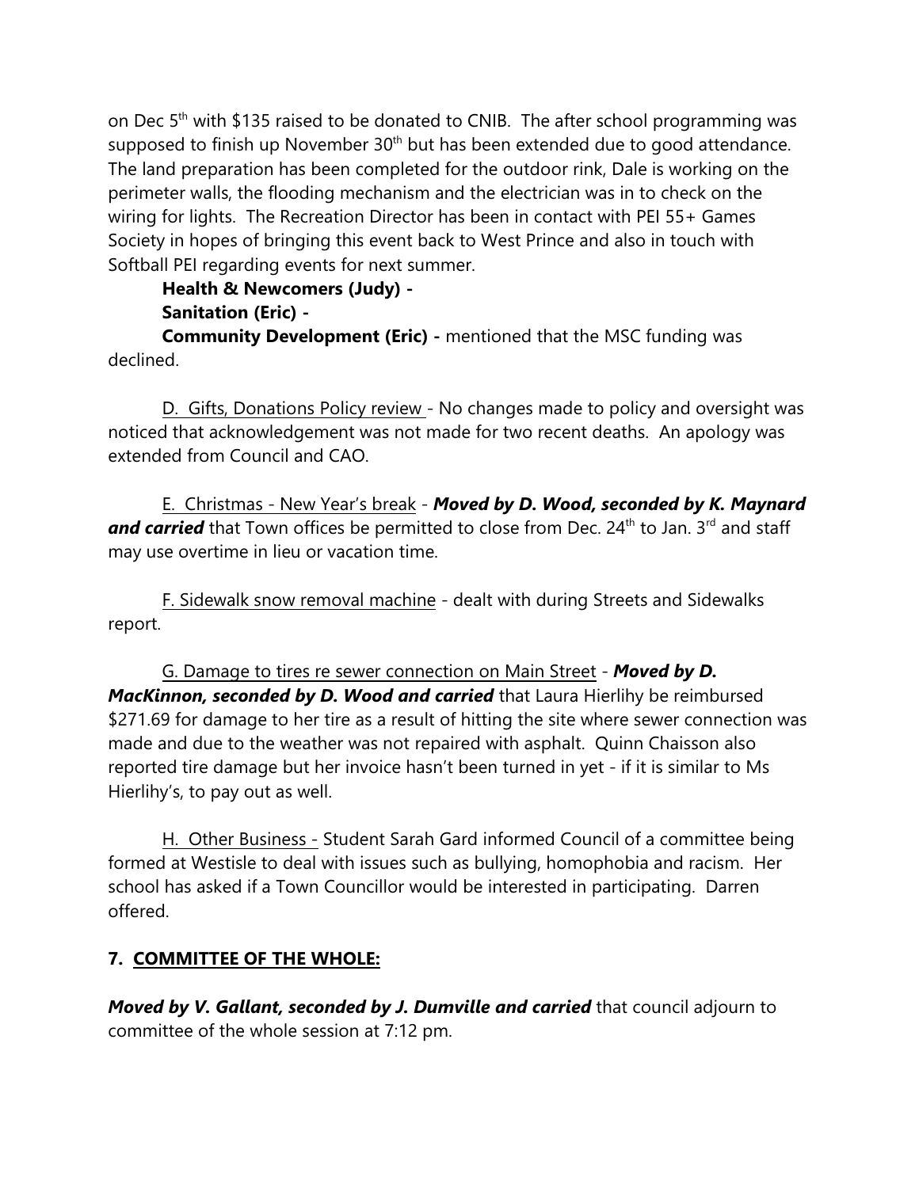on Dec 5th with $135 raised to be donated to CNIB. The after school programming was supposed to finish up November 30th but has been extended due to good attendance. The land preparation has been completed for the outdoor rink, Dale is working on the perimeter walls, the flooding mechanism and the electrician was in to check on the wiring for lights. The Recreation Director has been in contact with PEI 55+ Games Society in hopes of bringing this event back to West Prince and also in touch with Softball PEI regarding events for next summer.

**Health & Newcomers (Judy) -**

**Sanitation (Eric) -**

**Community Development (Eric) -** mentioned that the MSC funding was declined.

D. Gifts, Donations Policy review - No changes made to policy and oversight was noticed that acknowledgement was not made for two recent deaths. An apology was extended from Council and CAO.

E. Christmas - New Year's break - ***Moved by D. Wood, seconded by K. Maynard and carried*** that Town offices be permitted to close from Dec. 24th to Jan. 3rd and staff may use overtime in lieu or vacation time.

F. Sidewalk snow removal machine - dealt with during Streets and Sidewalks report.

G. Damage to tires re sewer connection on Main Street - ***Moved by D. MacKinnon, seconded by D. Wood and carried*** that Laura Hierlihy be reimbursed $271.69 for damage to her tire as a result of hitting the site where sewer connection was made and due to the weather was not repaired with asphalt. Quinn Chaisson also reported tire damage but her invoice hasn't been turned in yet - if it is similar to Ms Hierlihy's, to pay out as well.

H. Other Business - Student Sarah Gard informed Council of a committee being formed at Westisle to deal with issues such as bullying, homophobia and racism. Her school has asked if a Town Councillor would be interested in participating. Darren offered.

## 7. COMMITTEE OF THE WHOLE:

***Moved by V. Gallant, seconded by J. Dumville and carried*** that council adjourn to committee of the whole session at 7:12 pm.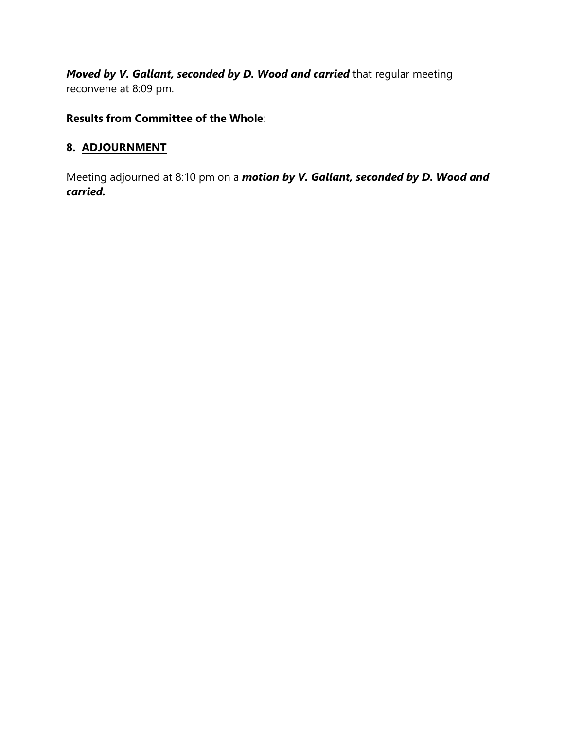***Moved by V. Gallant, seconded by D. Wood and carried*** that regular meeting reconvene at 8:09 pm.

**Results from Committee of the Whole**:

## 8. <u>ADJOURNMENT</u>

Meeting adjourned at 8:10 pm on a ***motion by V. Gallant, seconded by D. Wood and carried.***